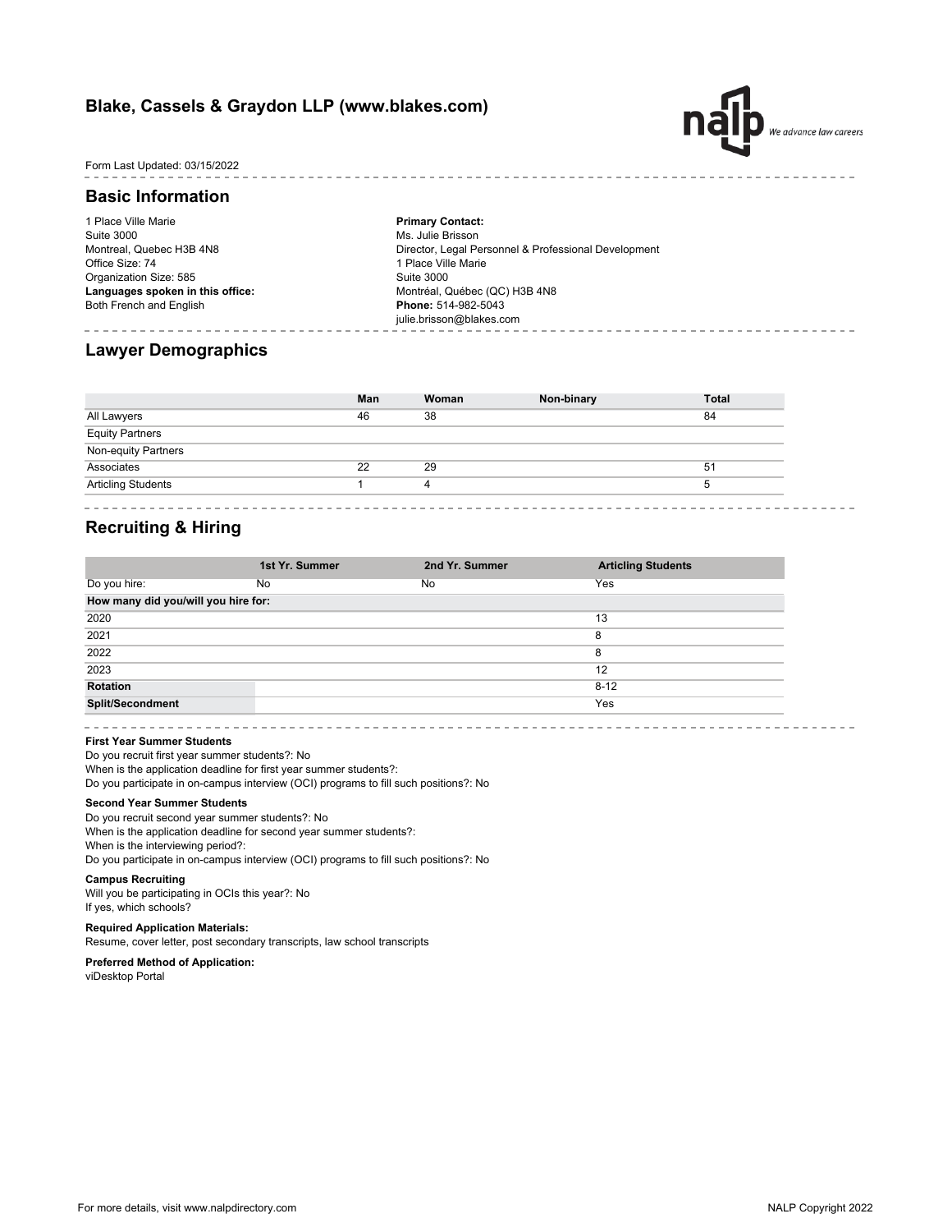# Blake, Cassels & Graydon LLP (www.blakes.com)

Form Last Updated: 03/15/2022

## Basic Information

1 Place Ville Marie
Suite 3000
Montreal, Quebec H3B 4N8
Office Size: 74
Organization Size: 585
**Languages spoken in this office:**
Both French and English

**Primary Contact:**
Ms. Julie Brisson
Director, Legal Personnel & Professional Development
1 Place Ville Marie
Suite 3000
Montréal, Québec (QC) H3B 4N8
**Phone:** 514-982-5043
julie.brisson@blakes.com

## Lawyer Demographics

| | Man | Woman | Non-binary | Total |
|---|---|---|---|---|
| All Lawyers | 46 | 38 | | 84 |
| Equity Partners | | | | |
| Non-equity Partners | | | | |
| Associates | 22 | 29 | | 51 |
| Articling Students | 1 | 4 | | 5 |

## Recruiting & Hiring

| | 1st Yr. Summer | 2nd Yr. Summer | Articling Students |
|---|---|---|---|
| Do you hire: | No | No | Yes |
| **How many did you/will you hire for:** | | | |
| 2020 | | | 13 |
| 2021 | | | 8 |
| 2022 | | | 8 |
| 2023 | | | 12 |
| **Rotation** | | | 8-12 |
| **Split/Secondment** | | | Yes |

**First Year Summer Students**
Do you recruit first year summer students?: No
When is the application deadline for first year summer students?:
Do you participate in on-campus interview (OCI) programs to fill such positions?: No

**Second Year Summer Students**
Do you recruit second year summer students?: No
When is the application deadline for second year summer students?:
When is the interviewing period?:
Do you participate in on-campus interview (OCI) programs to fill such positions?: No

**Campus Recruiting**
Will you be participating in OCIs this year?: No
If yes, which schools?

**Required Application Materials:**
Resume, cover letter, post secondary transcripts, law school transcripts

**Preferred Method of Application:**
viDesktop Portal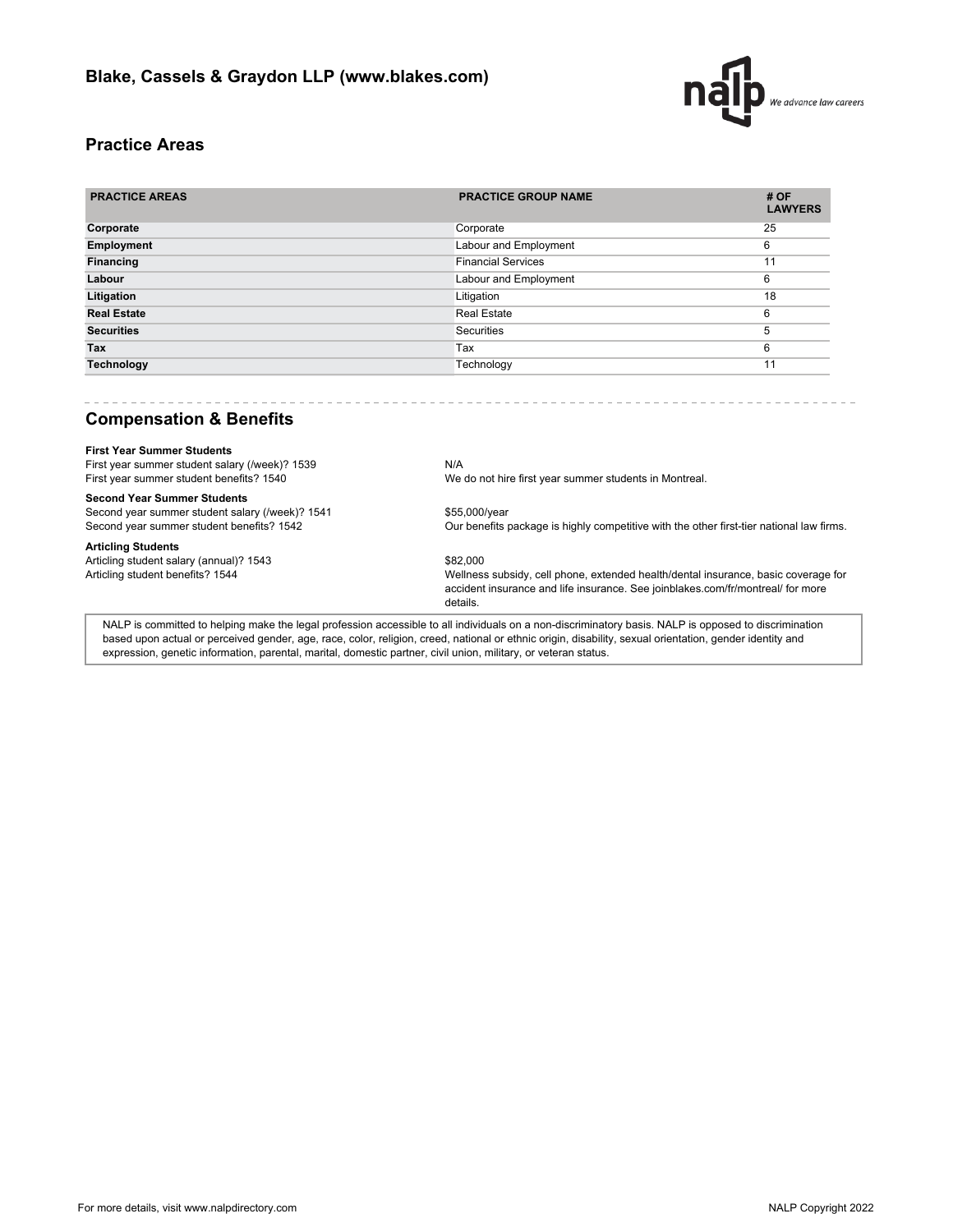# Blake, Cassels & Graydon LLP (www.blakes.com)

## Practice Areas

| PRACTICE AREAS | PRACTICE GROUP NAME | # OF LAWYERS |
|---|---|---|
| **Corporate** | Corporate | 25 |
| **Employment** | Labour and Employment | 6 |
| **Financing** | Financial Services | 11 |
| **Labour** | Labour and Employment | 6 |
| **Litigation** | Litigation | 18 |
| **Real Estate** | Real Estate | 6 |
| **Securities** | Securities | 5 |
| **Tax** | Tax | 6 |
| **Technology** | Technology | 11 |

## Compensation & Benefits

**First Year Summer Students**

First year summer student salary (/week)? 1539: N/A

First year summer student benefits? 1540: We do not hire first year summer students in Montreal.

**Second Year Summer Students**

Second year summer student salary (/week)? 1541: $55,000/year

Second year summer student benefits? 1542: Our benefits package is highly competitive with the other first-tier national law firms.

**Articling Students**

Articling student salary (annual)? 1543: $82,000

Articling student benefits? 1544: Wellness subsidy, cell phone, extended health/dental insurance, basic coverage for accident insurance and life insurance. See joinblakes.com/fr/montreal/ for more details.

NALP is committed to helping make the legal profession accessible to all individuals on a non-discriminatory basis. NALP is opposed to discrimination based upon actual or perceived gender, age, race, color, religion, creed, national or ethnic origin, disability, sexual orientation, gender identity and expression, genetic information, parental, marital, domestic partner, civil union, military, or veteran status.